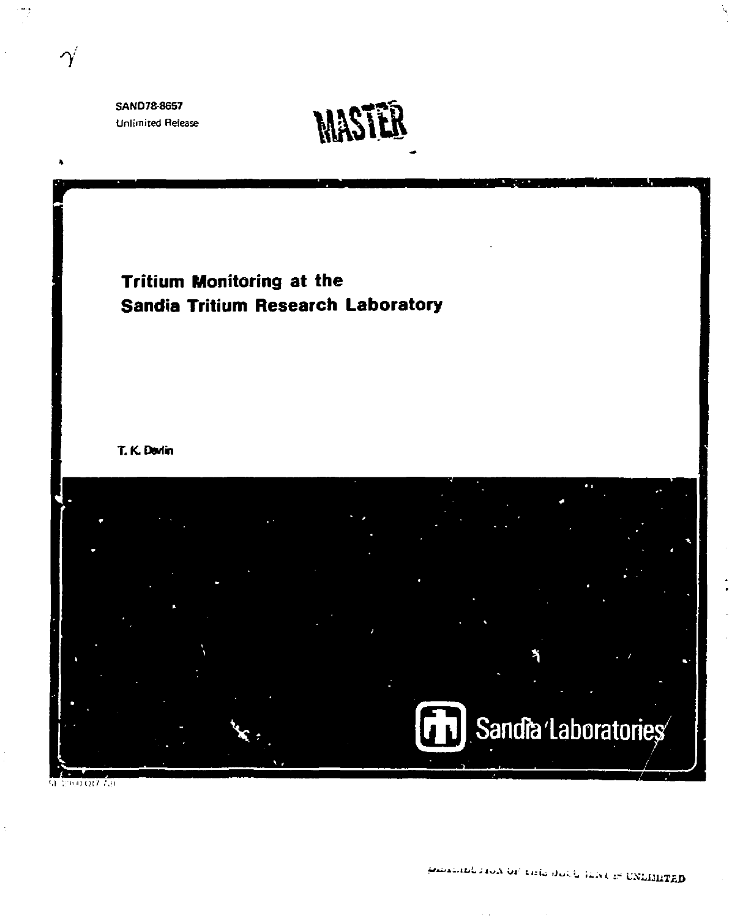SAND78-8657
Unlimited Release

MASTER

# Tritium Monitoring at the Sandia Tritium Research Laboratory

T. K. Devlin

Sandia Laboratories

SF 2900 Q(7-73)

DISTRIBUTION OF THIS DOCUMENT IS UNLIMITED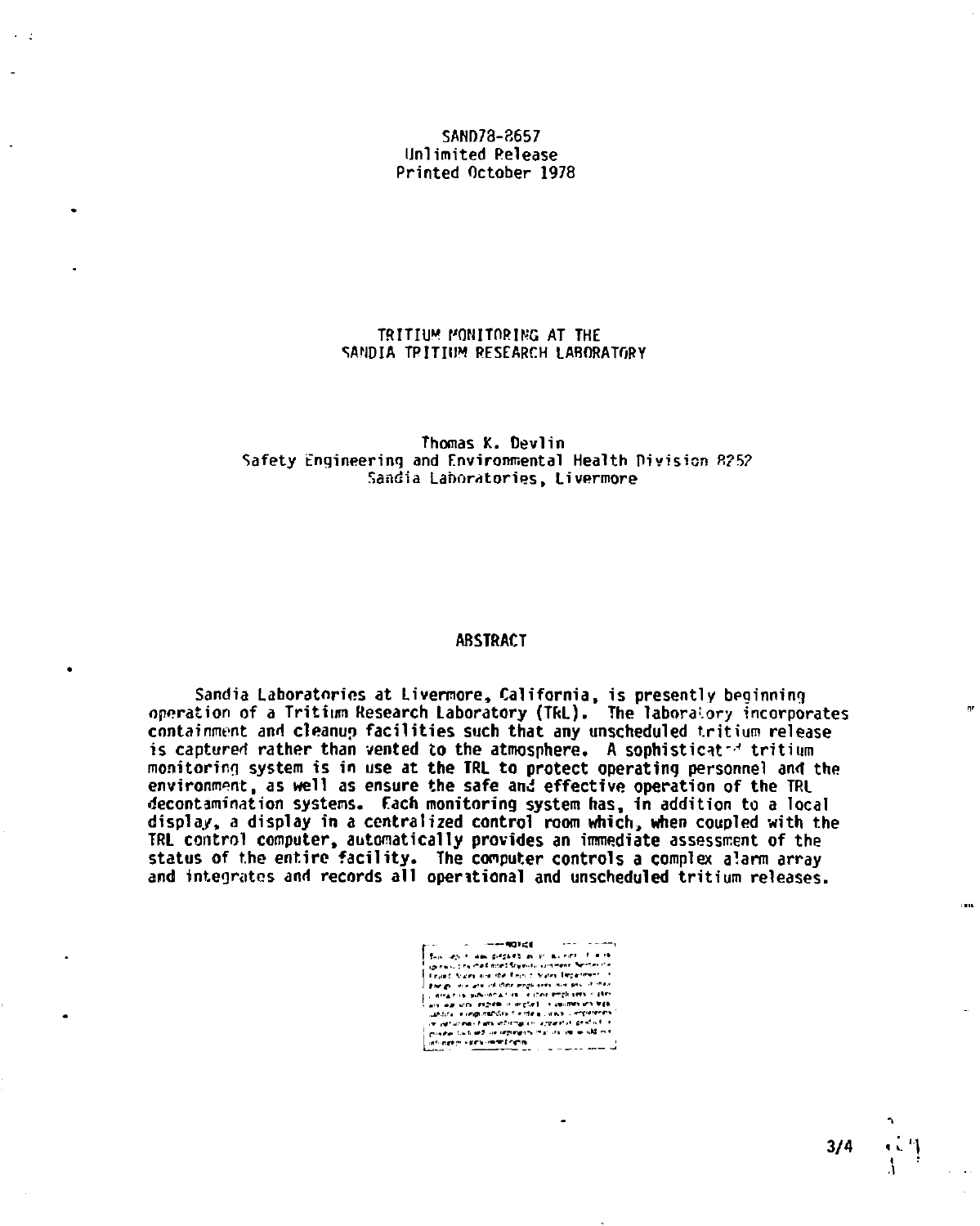SAND78-8657
Unlimited Release
Printed October 1978

# TRITIUM MONITORING AT THE SANDIA TRITIUM RESEARCH LABORATORY

Thomas K. Devlin
Safety Engineering and Environmental Health Division 8252
Sandia Laboratories, Livermore

## ABSTRACT

Sandia Laboratories at Livermore, California, is presently beginning operation of a Tritium Research Laboratory (TRL). The laboratory incorporates containment and cleanup facilities such that any unscheduled tritium release is captured rather than vented to the atmosphere. A sophisticated tritium monitoring system is in use at the TRL to protect operating personnel and the environment, as well as ensure the safe and effective operation of the TRL decontamination systems. Each monitoring system has, in addition to a local display, a display in a centralized control room which, when coupled with the TRL control computer, automatically provides an immediate assessment of the status of the entire facility. The computer controls a complex alarm array and integrates and records all operational and unscheduled tritium releases.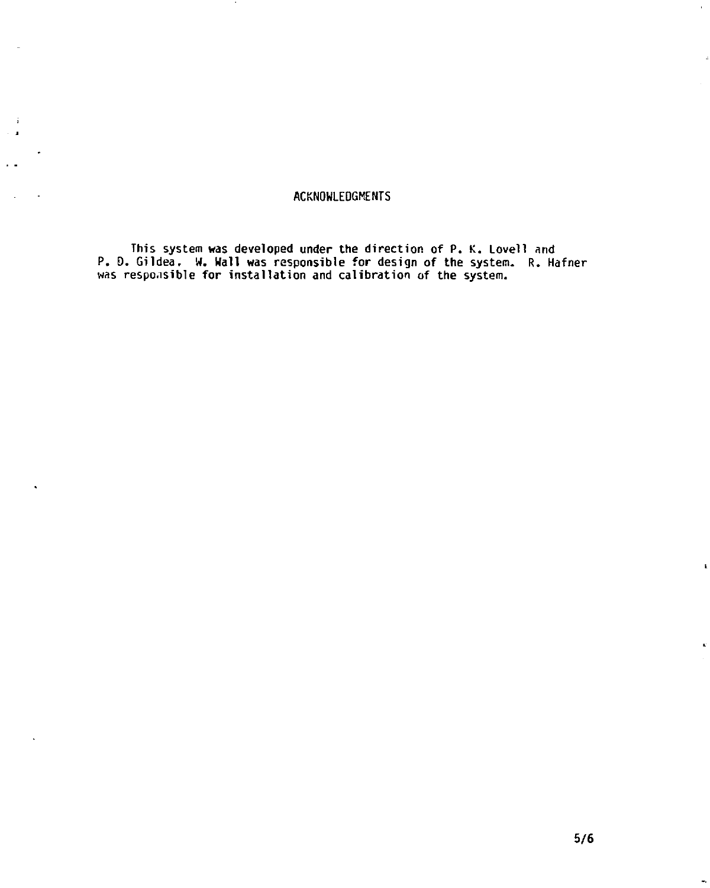# ACKNOWLEDGMENTS

This system was developed under the direction of P. K. Lovell and P. D. Gildea. W. Wall was responsible for design of the system. R. Hafner was responsible for installation and calibration of the system.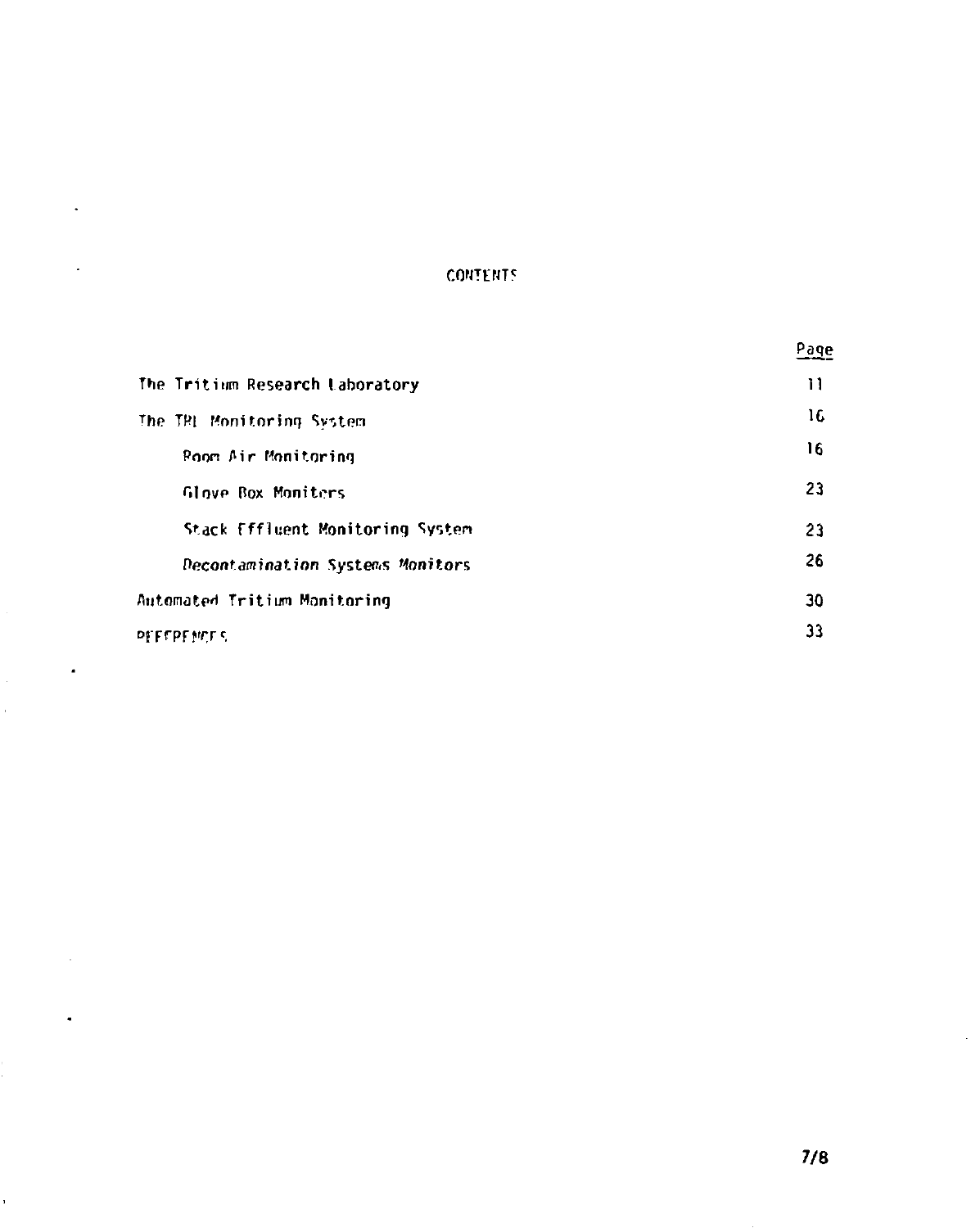# CONTENTS

| | Page |
|---|---|
| The Tritium Research Laboratory | 11 |
| The TRL Monitoring System | 16 |
| Room Air Monitoring | 16 |
| Glove Box Monitors | 23 |
| Stack Effluent Monitoring System | 23 |
| *Decontamination Systems Monitors* | 26 |
| Automated Tritium Monitoring | 30 |
| REFERENCES | 33 |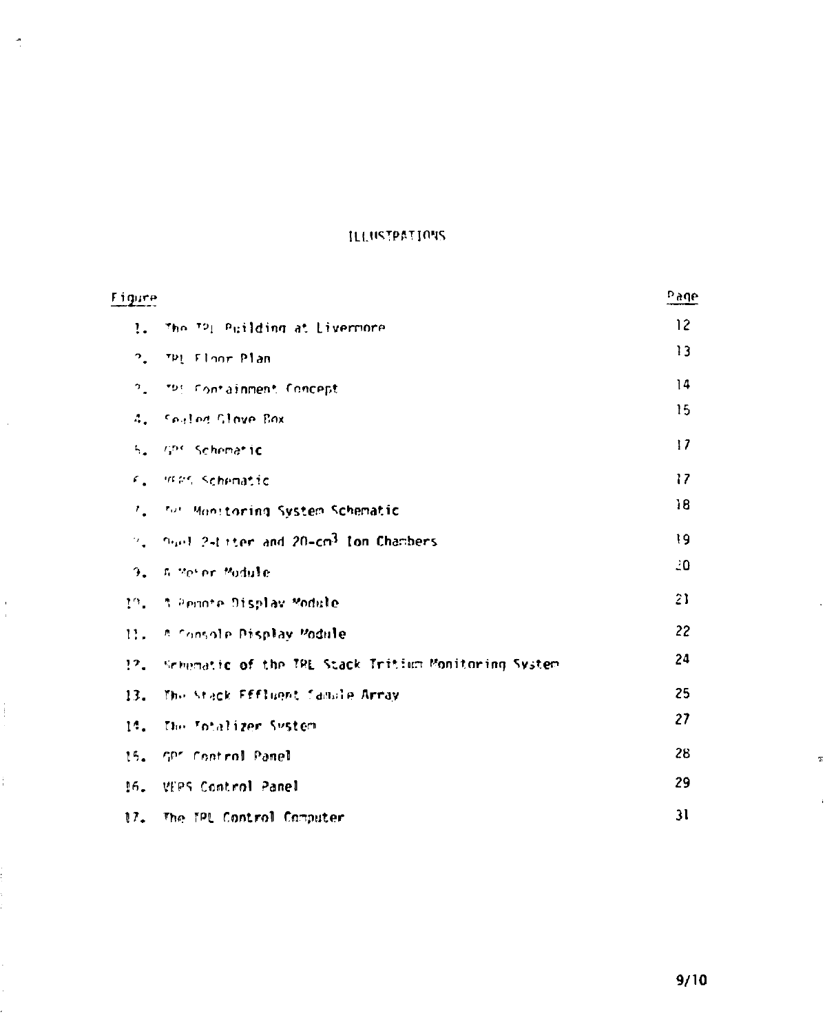# ILLUSTRATIONS

| Figure | | Page |
|---|---|---|
| 1. | The TPL Building at Livermore | 12 |
| 2. | TPL Floor Plan | 13 |
| 3. | TPL Containment Concept | 14 |
| 4. | Sealed Glove Box | 15 |
| 5. | GPS Schematic | 17 |
| 6. | VERS Schematic | 17 |
| 7. | TPL Monitoring System Schematic | 18 |
| 8. | Dual 2-Liter and 20-cm$^3$ Ion Chambers | 19 |
| 9. | A Meter Module | 20 |
| 10. | A Remote Display Module | 21 |
| 11. | A Console Display Module | 22 |
| 12. | Schematic of the TPL Stack Tritium Monitoring System | 24 |
| 13. | The Stack Effluent Sample Array | 25 |
| 14. | The Totalizer System | 27 |
| 15. | GPS Control Panel | 28 |
| 16. | VERS Control Panel | 29 |
| 17. | The TPL Control Computer | 31 |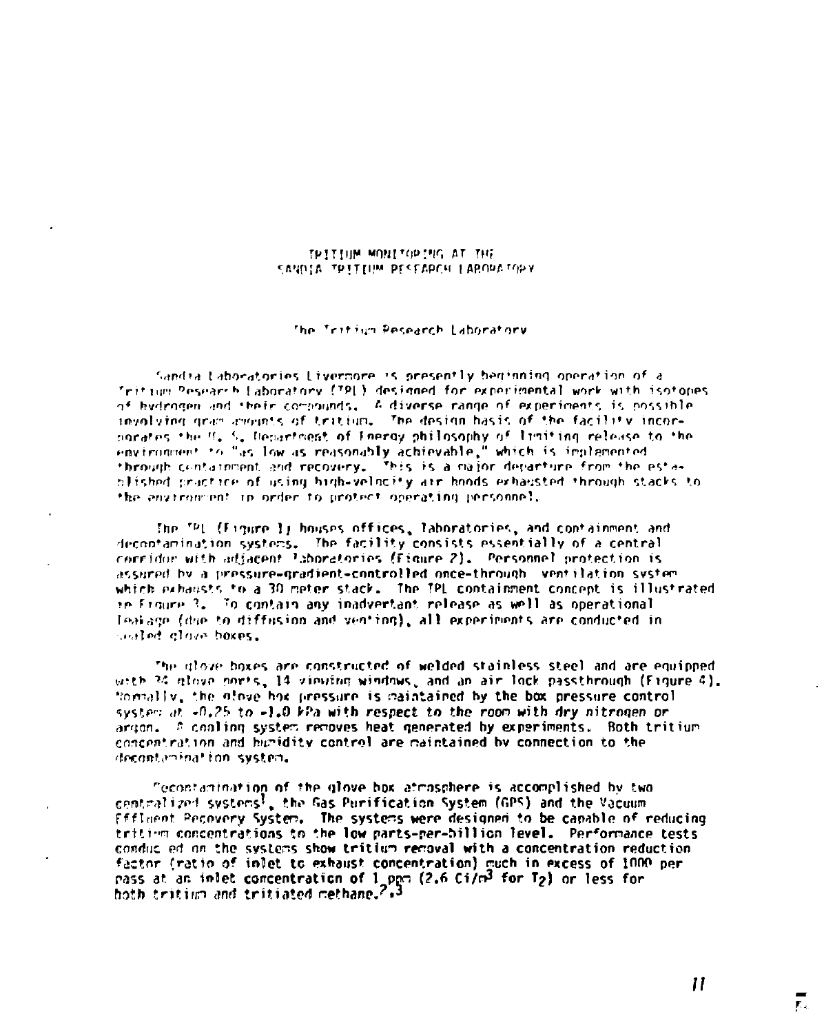# TRITIUM MONITORING AT THE SANDIA TRITIUM RESEARCH LABORATORY

## The Tritium Research Laboratory

Sandia Laboratories Livermore is presently beginning operation of a Tritium Research Laboratory (TRL) designed for experimental work with isotopes of hydrogen and their compounds. A diverse range of experiments is possible involving gram amounts of tritium. The design basis of the facility incorporates the U. S. Department of Energy philosophy of limiting release to the environment to "as low as reasonably achievable," which is implemented through containment and recovery. This is a major departure from the established practice of using high-velocity air hoods exhausted through stacks to the environment in order to protect operating personnel.

The TRL (Figure 1) houses offices, laboratories, and containment and decontamination systems. The facility consists essentially of a central corridor with adjacent laboratories (Figure 2). Personnel protection is assured by a pressure-gradient-controlled once-through ventilation system which exhausts to a 30 meter stack. The TRL containment concept is illustrated in Figure 3. To contain any inadvertant release as well as operational leakage (due to diffusion and venting), all experiments are conducted in sealed glove boxes.

The glove boxes are constructed of welded stainless steel and are equipped with 24 glove ports, 14 viewing windows, and an air lock passthrough (Figure 4). Normally, the glove box pressure is maintained by the box pressure control system at -0.25 to -1.0 kPa with respect to the room with dry nitrogen or argon. A cooling system removes heat generated by experiments. Both tritium concentration and humidity control are maintained by connection to the decontamination system.

Decontamination of the glove box atmosphere is accomplished by two centralized systems[1], the Gas Purification System (GPS) and the Vacuum Effluent Recovery System. The systems were designed to be capable of reducing tritium concentrations to the low parts-per-billion level. Performance tests conducted on the systems show tritium removal with a concentration reduction factor (ratio of inlet to exhaust concentration) much in excess of 1000 per pass at an inlet concentration of 1 ppm (2.6 Ci/m$^3$ for $T_2$) or less for both tritium and tritiated methane.[2,3]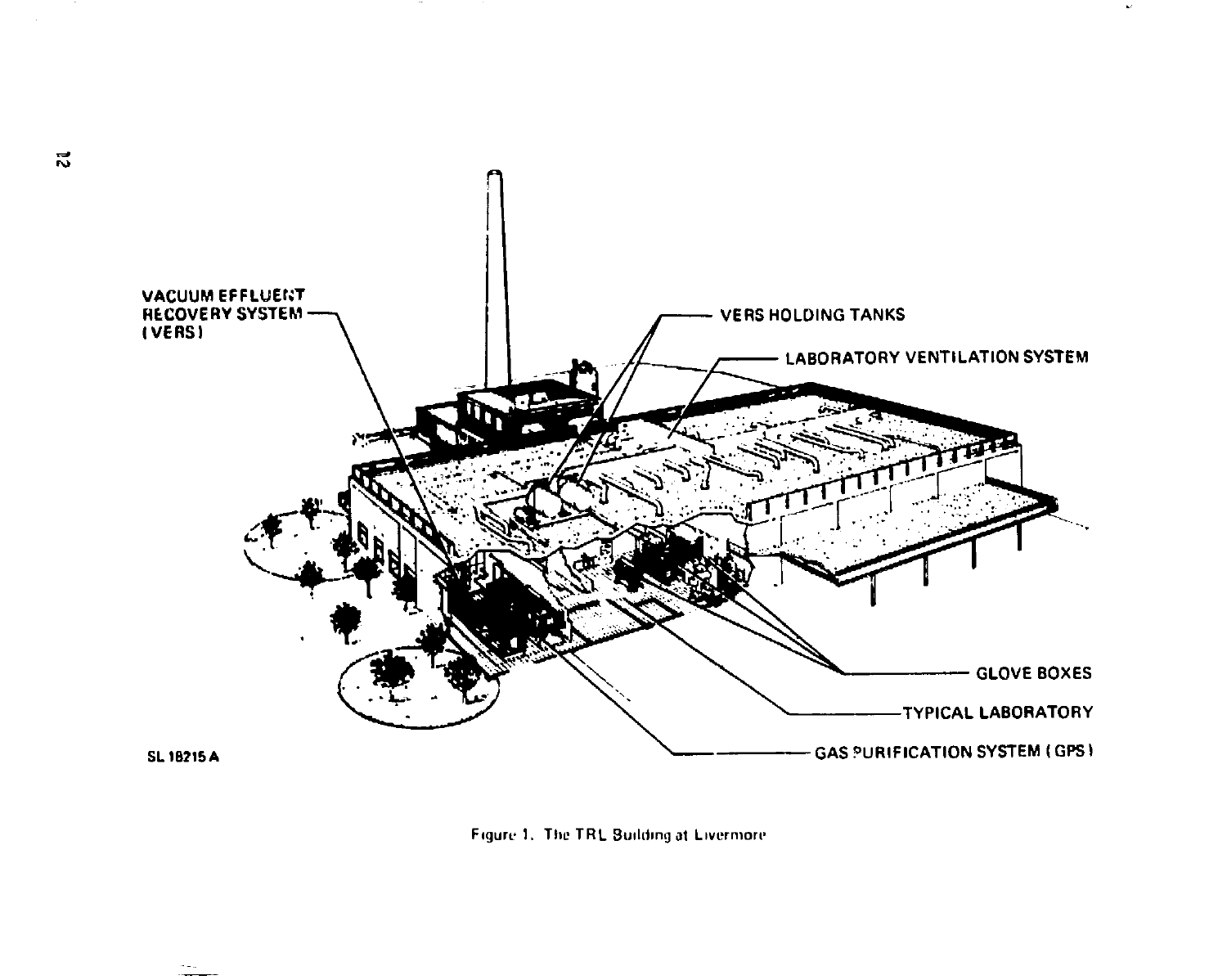VACUUM EFFLUENT RECOVERY SYSTEM (VERS)

VERS HOLDING TANKS

LABORATORY VENTILATION SYSTEM

GLOVE BOXES

TYPICAL LABORATORY

GAS PURIFICATION SYSTEM (GPS)

SL 18215 A

Figure 1. The TRL Building at Livermore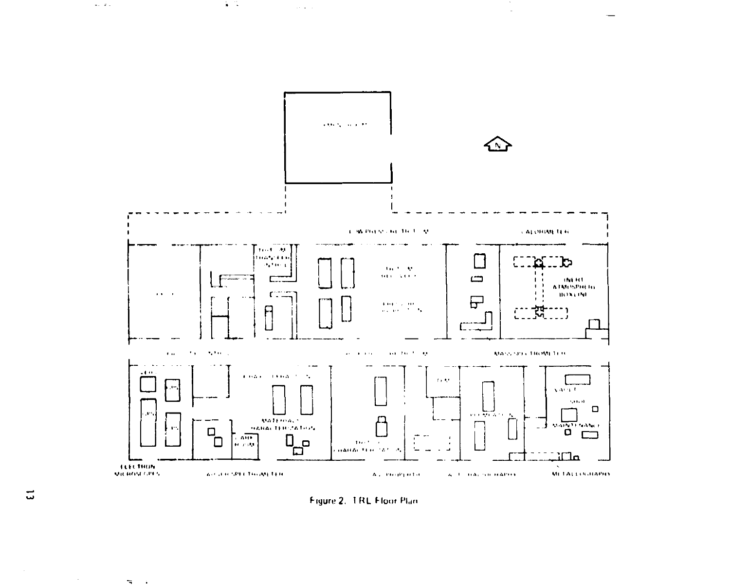Figure 2. TRL Floor Plan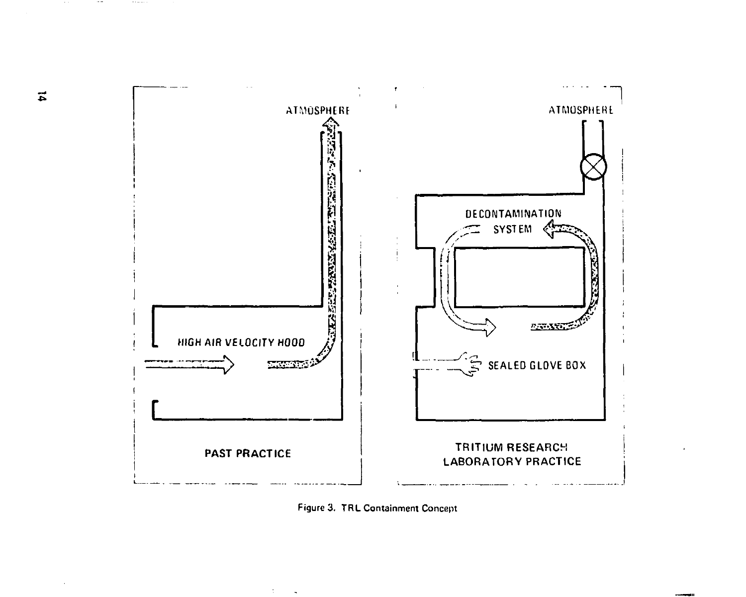ATMOSPHERE

HIGH AIR VELOCITY HOOD

PAST PRACTICE

ATMOSPHERE

DECONTAMINATION SYSTEM

SEALED GLOVE BOX

TRITIUM RESEARCH LABORATORY PRACTICE

Figure 3. TRL Containment Concept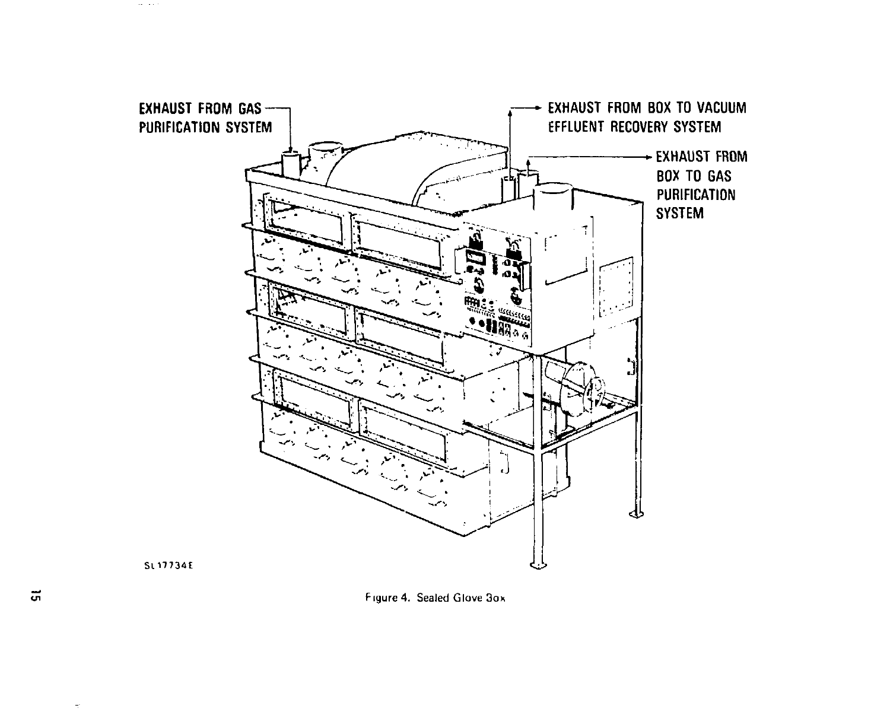EXHAUST FROM GAS PURIFICATION SYSTEM

EXHAUST FROM BOX TO VACUUM EFFLUENT RECOVERY SYSTEM

EXHAUST FROM BOX TO GAS PURIFICATION SYSTEM

SL17734E

Figure 4. Sealed Glove Box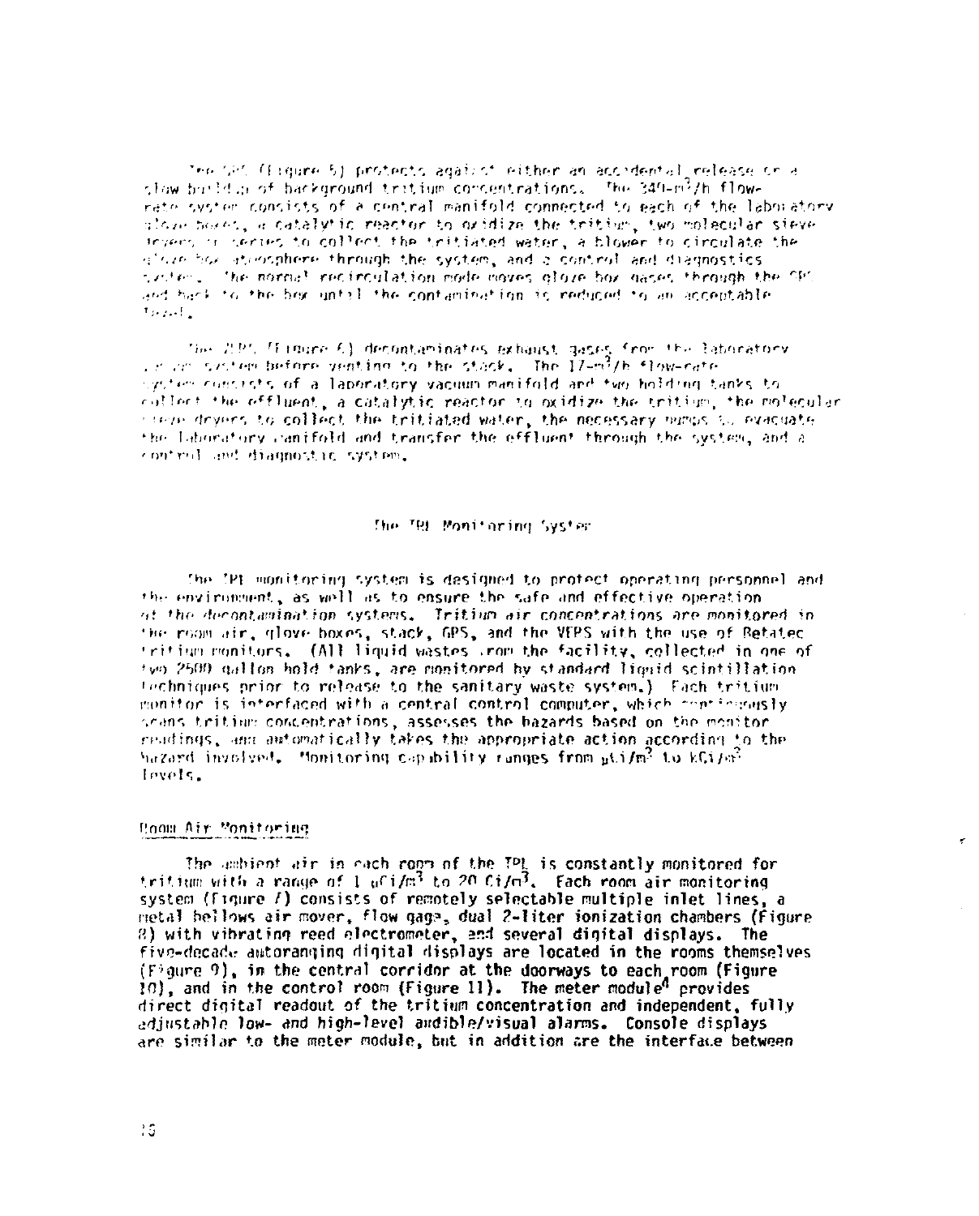The GPS (Figure 5) protects against either an accidental release or a slow buildup of background tritium concentrations. The 340-$m^3$/h flow-rate system consists of a central manifold connected to each of the laboratory glove boxes, a catalytic reactor to oxidize the tritium, two molecular sieve dryers in series to collect the tritiated water, a blower to circulate the glove box atmosphere through the system, and a control and diagnostics system. The normal recirculation mode moves glove box gases through the GPS and back to the box until the contamination is reduced to an acceptable level.

The VEPS (Figure 6) decontaminates exhaust gases from the laboratory vacuum system before venting to the stack. The 17-$m^3$/h flow-rate system consists of a laboratory vacuum manifold and two holding tanks to collect the effluent, a catalytic reactor to oxidize the tritium, the molecular sieve dryers to collect the tritiated water, the necessary pumps to evacuate the laboratory manifold and transfer the effluent through the system, and a control and diagnostic system.

## The TPL Monitoring System

The TPL monitoring system is designed to protect operating personnel and the environment, as well as to ensure the safe and effective operation of the decontamination systems. Tritium air concentrations are monitored in the room air, glove boxes, stack, GPS, and the VEPS with the use of Betatec tritium monitors. (All liquid wastes from the facility, collected in one of two 2500 gallon hold tanks, are monitored by standard liquid scintillation techniques prior to release to the sanitary waste system.) Each tritium monitor is interfaced with a central control computer, which continuously scans tritium concentrations, assesses the hazards based on the monitor readings, and automatically takes the appropriate action according to the hazard involved. Monitoring capability ranges from $\mu Ci/m^3$ to $kCi/m^3$ levels.

### Room Air Monitoring

The ambient air in each room of the TPL is constantly monitored for tritium with a range of 1 $\mu Ci/m^3$ to 20 $Ci/m^3$. Each room air monitoring system (Figure 7) consists of remotely selectable multiple inlet lines, a metal bellows air mover, flow gage, dual 2-liter ionization chambers (Figure 8) with vibrating reed electrometer, and several digital displays. The five-decade autoranging digital displays are located in the rooms themselves (Figure 9), in the central corridor at the doorways to each room (Figure 10), and in the control room (Figure 11). The meter module[4] provides direct digital readout of the tritium concentration and independent, fully adjustable low- and high-level audible/visual alarms. Console displays are similar to the meter module, but in addition are the interface between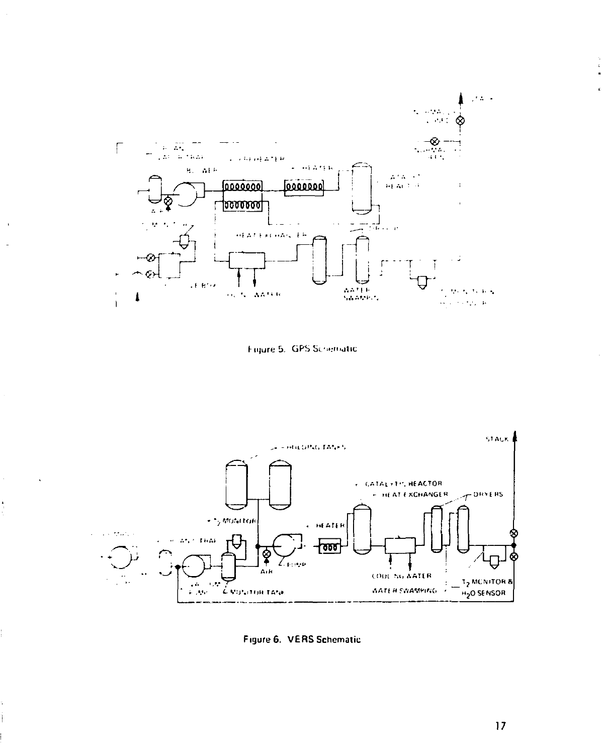Figure 5. GPS Schematic

Figure 6. VERS Schematic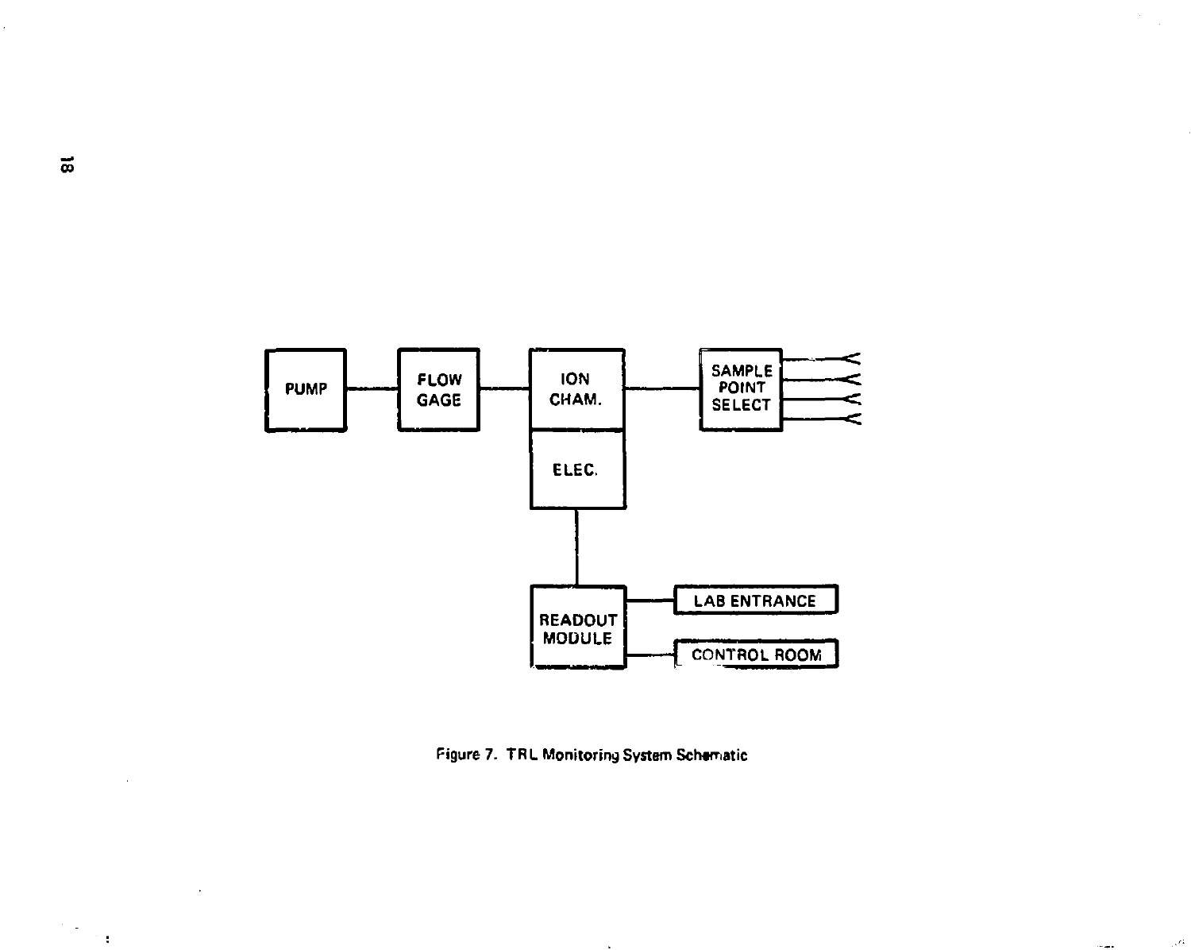PUMP — FLOW GAGE — ION CHAM. — SAMPLE POINT SELECT

ELEC.

READOUT MODULE — LAB ENTRANCE

CONTROL ROOM

Figure 7. TRL Monitoring System Schematic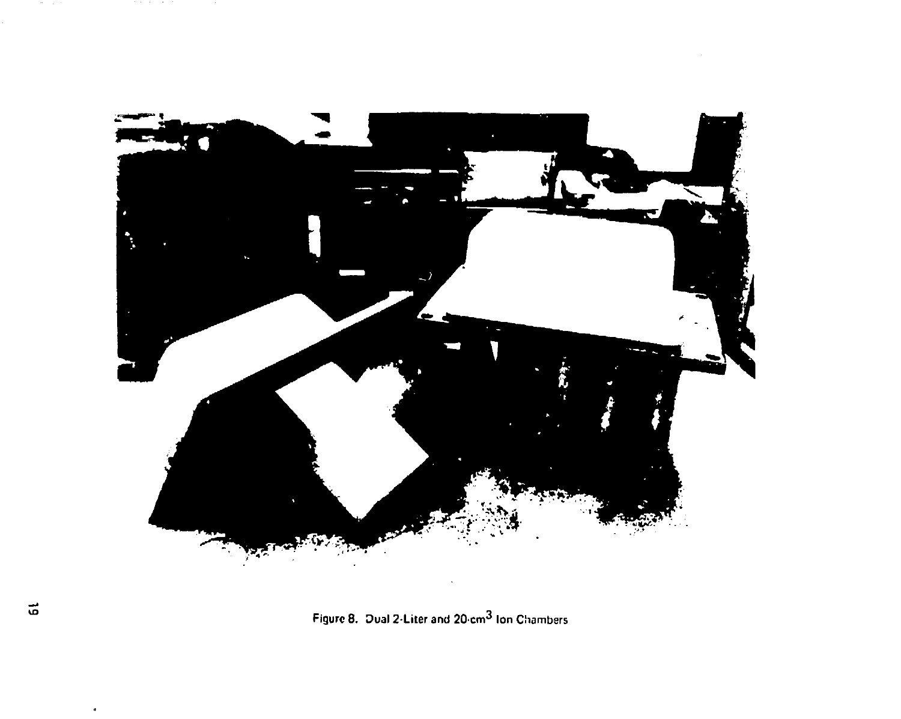Figure 8. Dual 2-Liter and 20-$cm^3$ Ion Chambers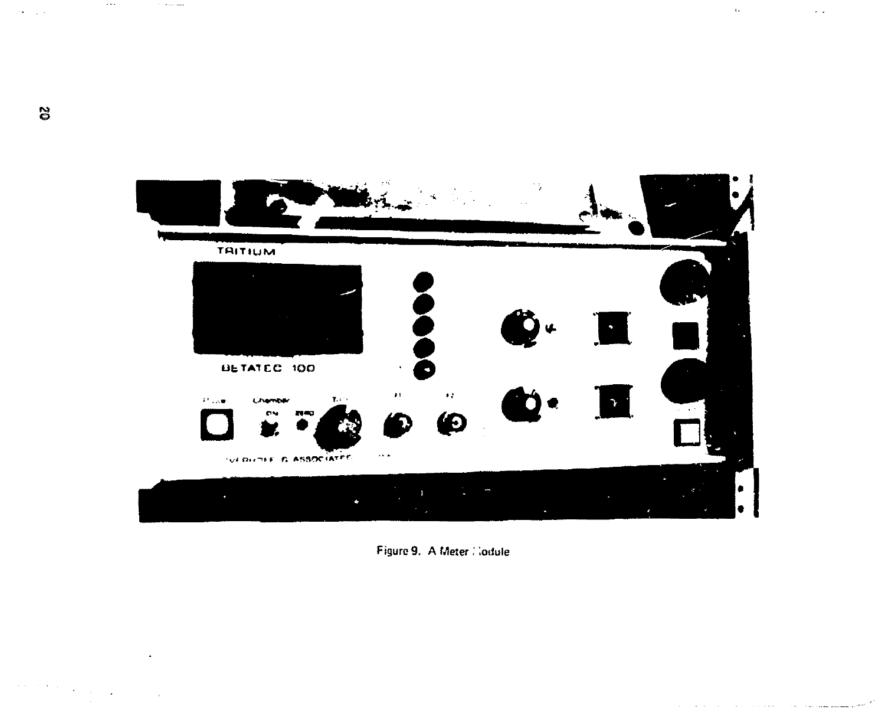Figure 9. A Meter Module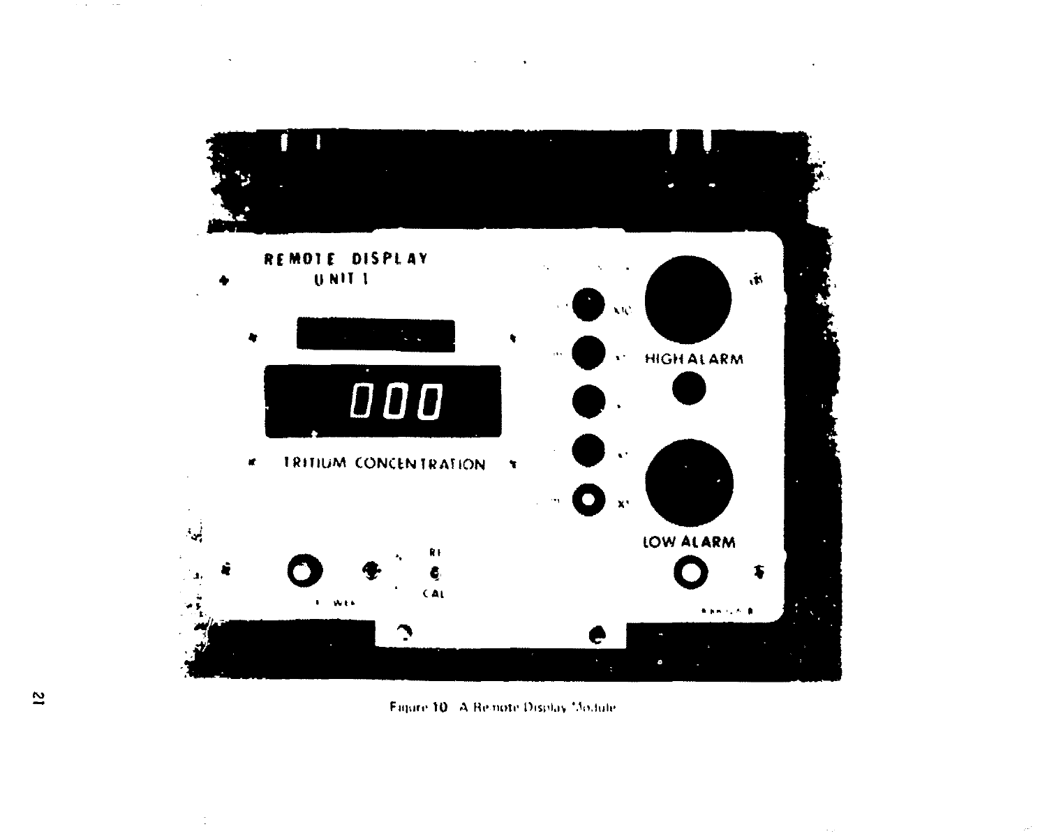Figure 10 A Remote Display Module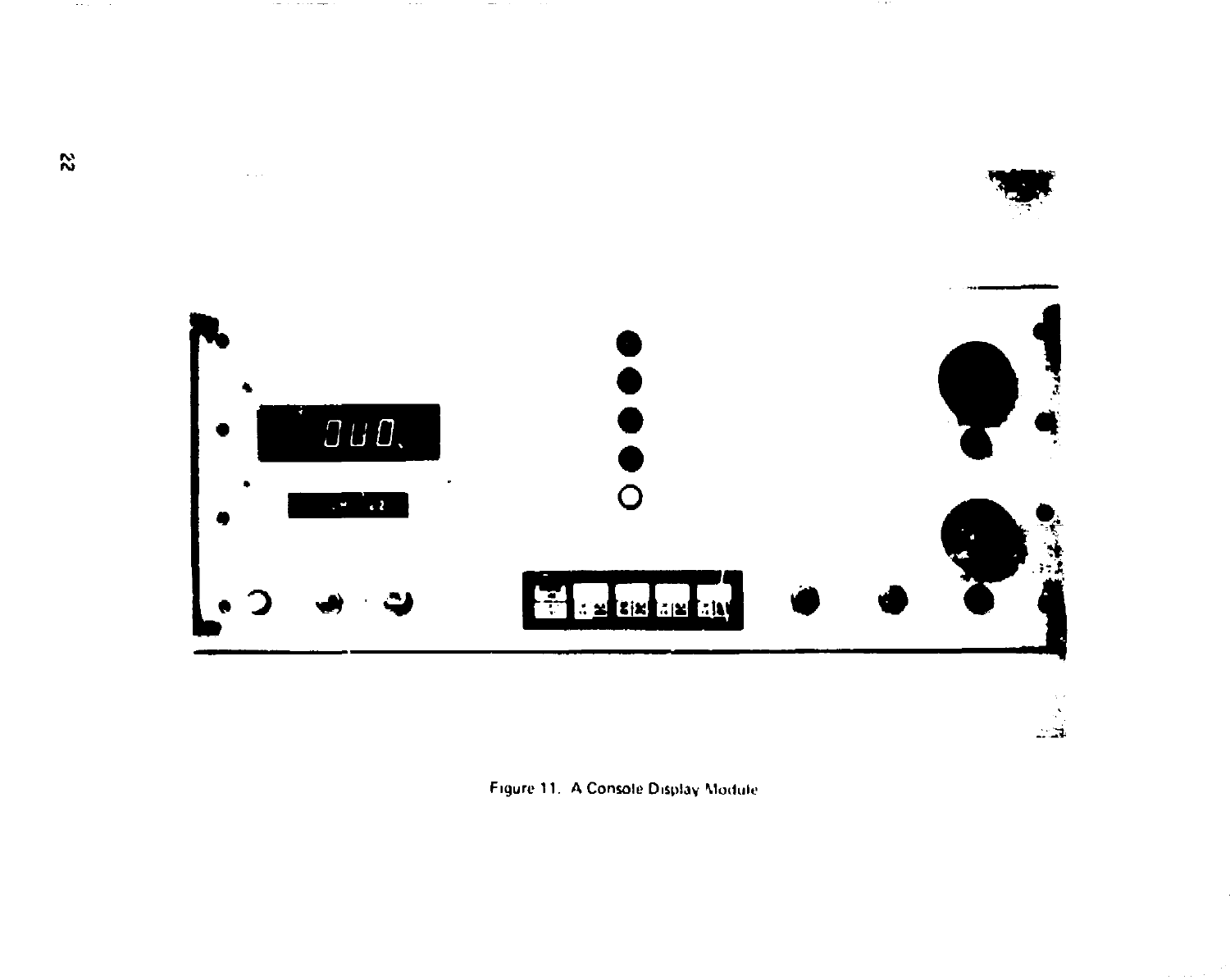Figure 11. A Console Display Module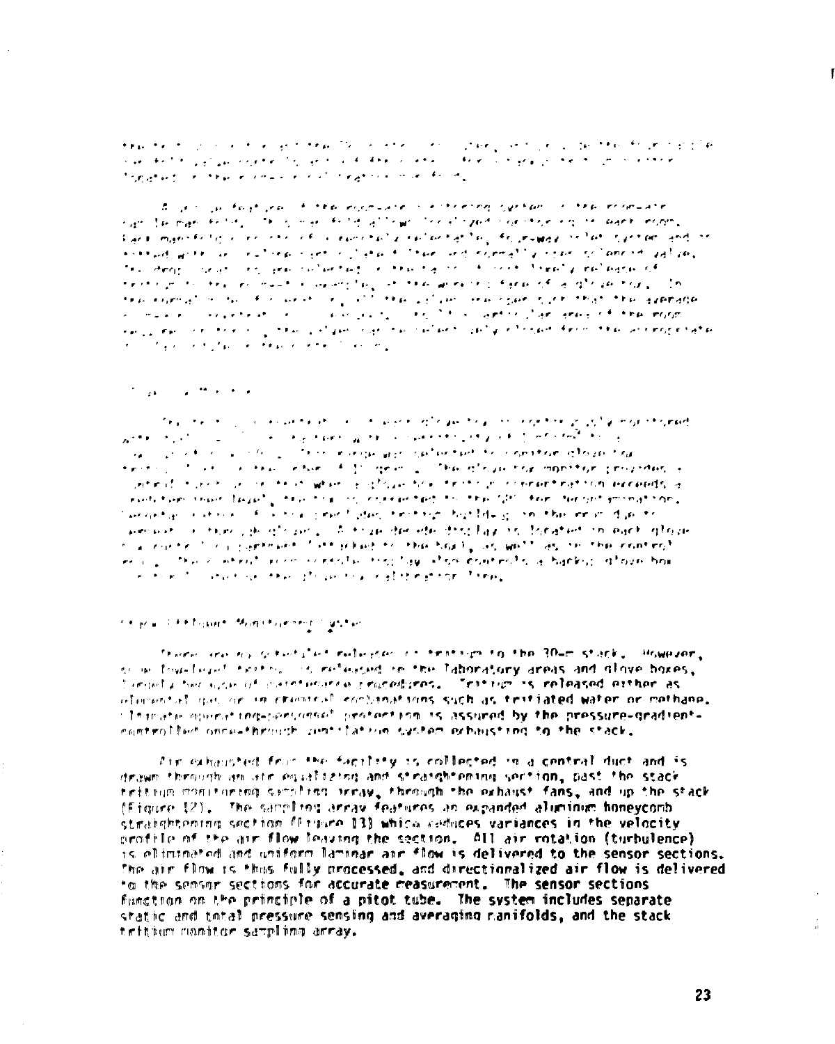### Stack Effluent Monitoring System

There are no potential releases of tritium to the 30-m stack. However, some low-level tritium is released to the laboratory areas and glove boxes, largely because of maintenance procedures. Tritium is released either as elemental gas or in chemical combinations such as tritiated water or methane. Ultimate operating-personnel protection is assured by the pressure-gradient-controlled once-through ventilation system exhausting to the stack.

Air exhausted from the facility is collected in a central duct and is drawn through an air equalizing and straightening section, past the stack tritium monitoring sampling array, through the exhaust fans, and up the stack (Figure 12). The sampling array features an expanded aluminum honeycomb straightening section (Figure 13) which reduces variances in the velocity profile of the air flow leaving the section. All air rotation (turbulence) is eliminated and uniform laminar air flow is delivered to the sensor sections. The air flow is thus fully processed, and directionalized air flow is delivered to the sensor sections for accurate measurement. The sensor sections function on the principle of a pitot tube. The system includes separate static and total pressure sensing and averaging manifolds, and the stack tritium monitor sampling array.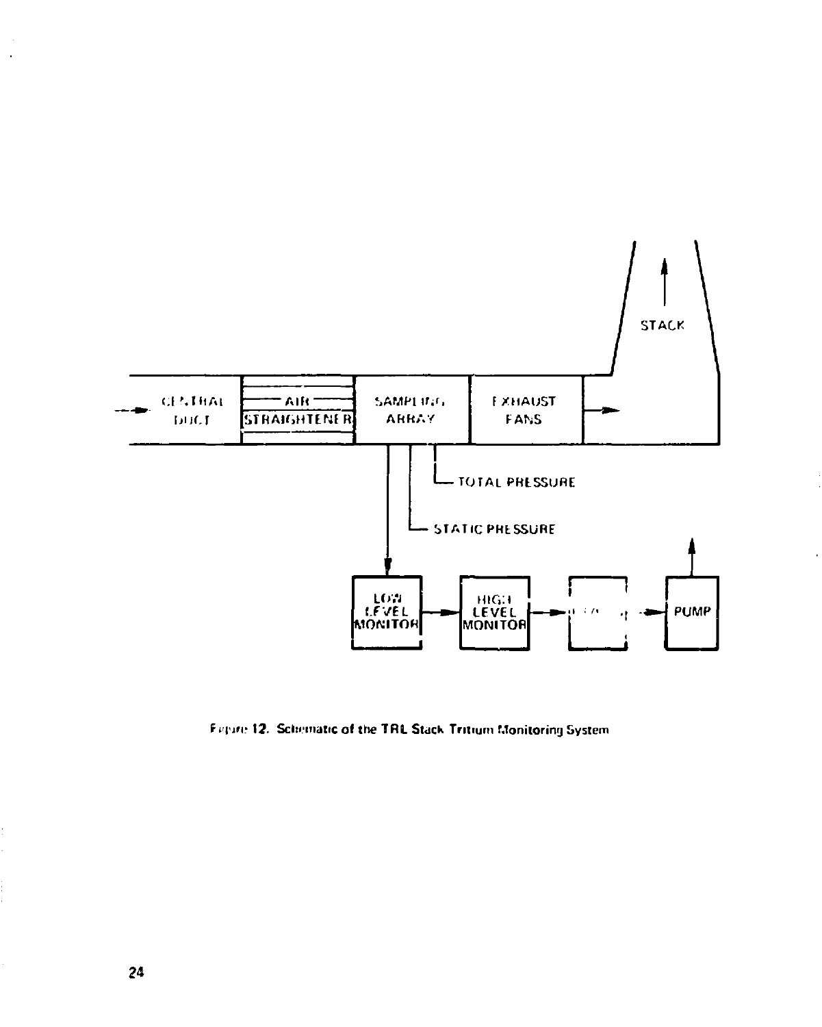Figure 12. Schematic of the TRL Stack Tritium Monitoring System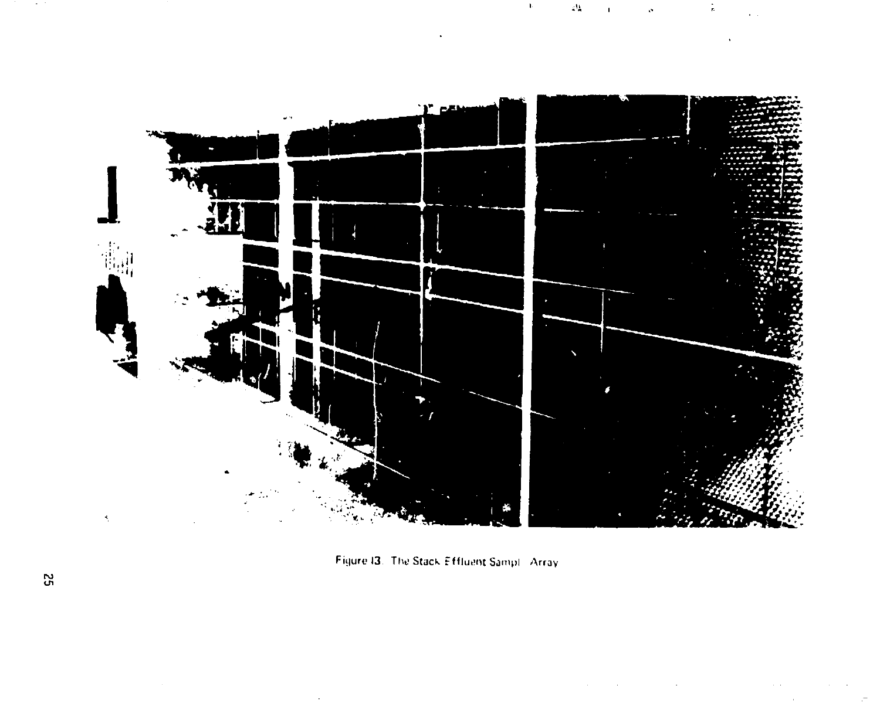Figure 13. The Stack Effluent Sampl Array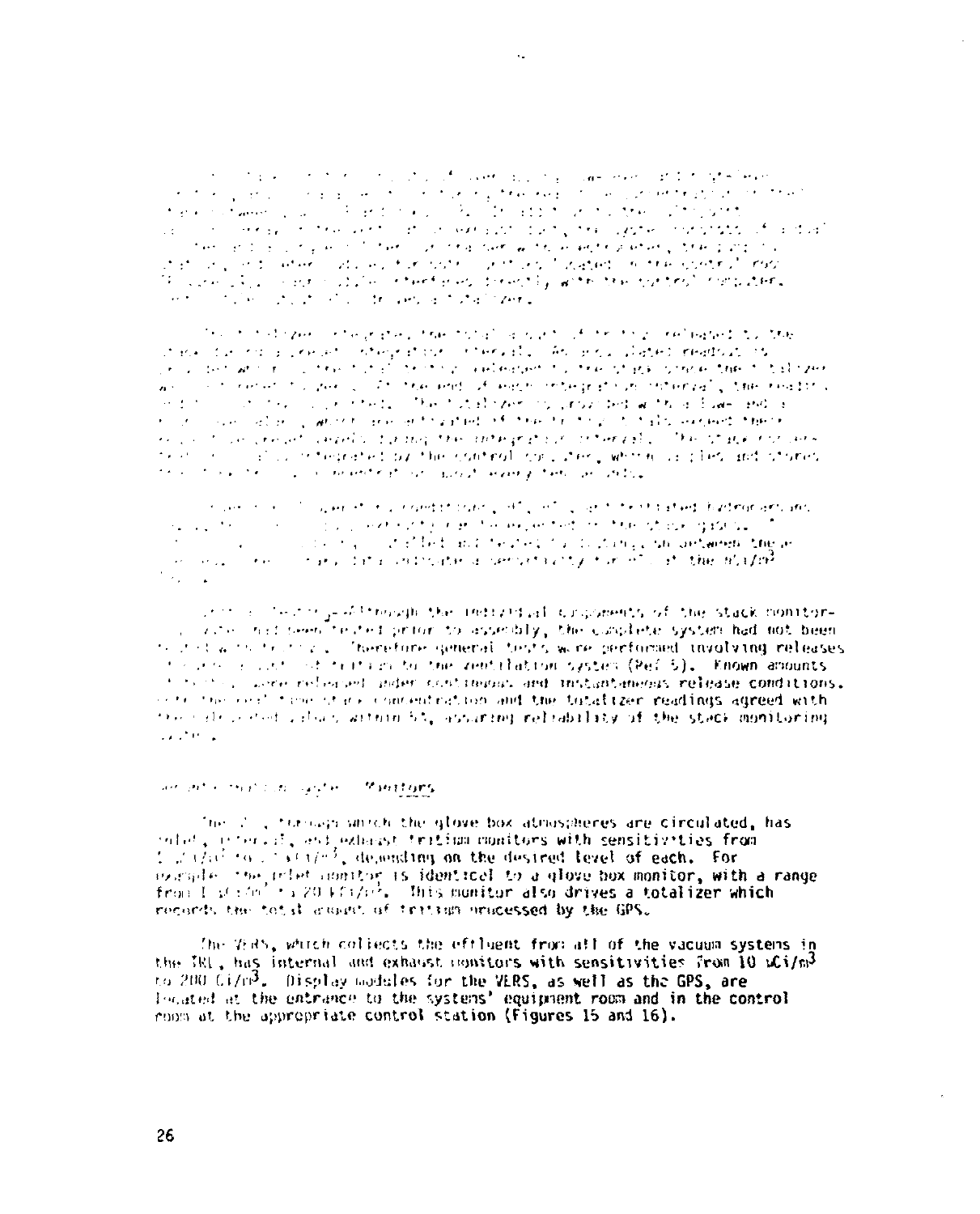The totalizer integrates the total amount of tritium released to the stack for a preset integration interval. An accumulated readout ... the total tritium released to the stack since the totalizer was last reset. At the end of each integration interval, the reading ... The totalizer is provided with a low and a high alarm, which are activated if the tritium totals exceed these preset levels during the integration interval. The stack monitors ... integrated by the control computer, which samples and stores ... every ten seconds.

... conditions, HT, HTO, and tritiated hydrocarbons ... the stack ... indicate a sensitivity for HT of the $\mu Ci/m^3$ ...

... testing—Although the individual components of the stack monitoring system had been tested prior to assembly, the complete system had not been tested with tritium. Therefore general tests were performed involving releases of known amounts of tritium to the ventilation system (Ref 5). Known amounts of tritium were released under continuous and instantaneous release conditions. ... the real time stack concentration and the totalizer readings agreed with the calculated values within 5%, assuring reliability of the stack monitoring system.

### Gas Processing System Monitors

The GPS, through which the glove box atmospheres are circulated, has inlet, internal, and exhaust tritium monitors with sensitivities from 1 $\mu Ci/m^3$ to ... $Ci/m^3$, depending on the desired level of each. For example, the inlet monitor is identical to a glove box monitor, with a range from 1 $\mu Ci/m^3$ to 20 $kCi/m^3$. This monitor also drives a totalizer which records the total amount of tritium processed by the GPS.

The VERS, which collects the effluent from all of the vacuum systems in the TRL, has internal and exhaust monitors with sensitivities from 10 $\mu Ci/m^3$ to 200 $Ci/m^3$. Display modules for the VERS, as well as the GPS, are located at the entrance to the systems' equipment room and in the control room at the appropriate control station (Figures 15 and 16).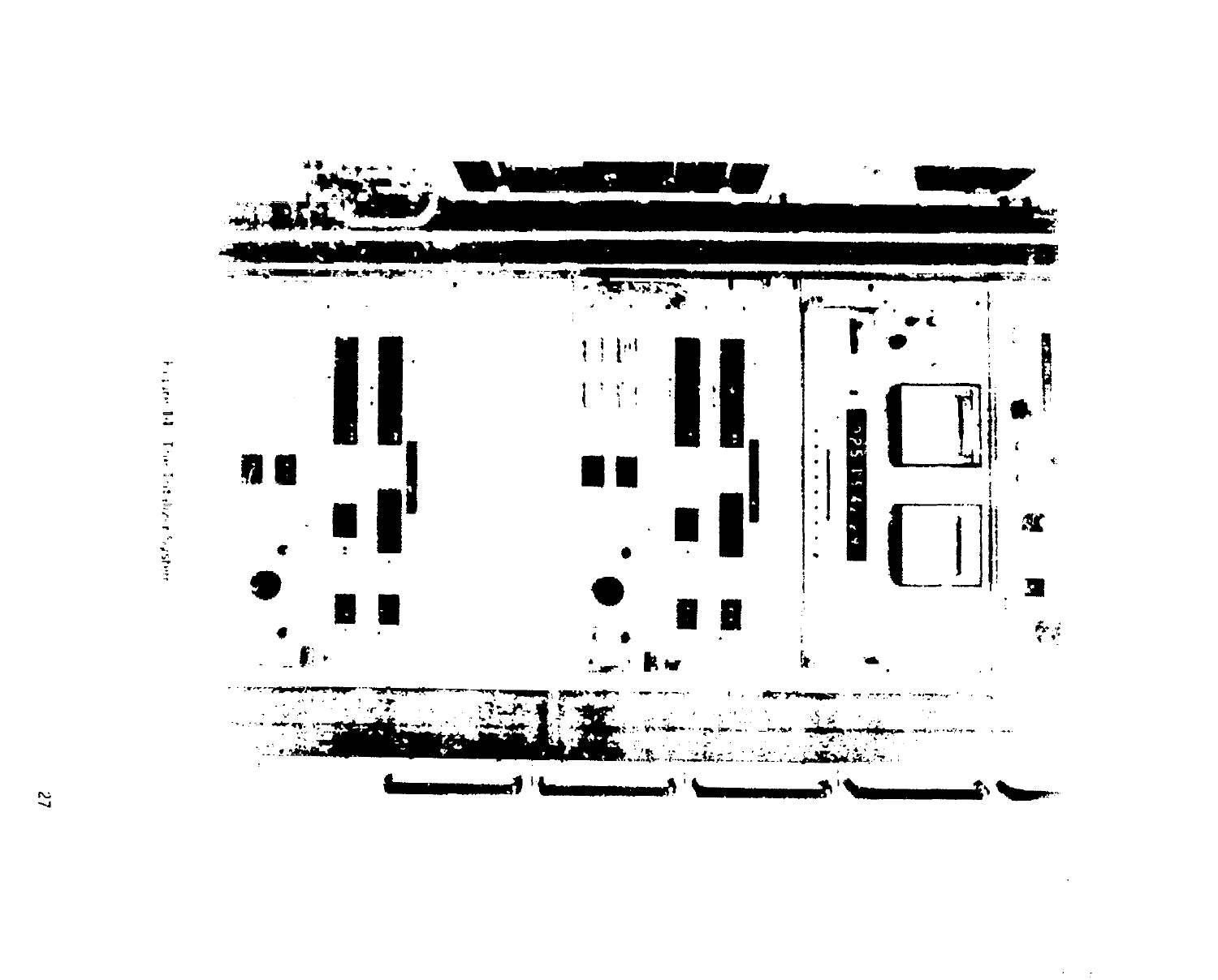Figure 11 Time Encoding System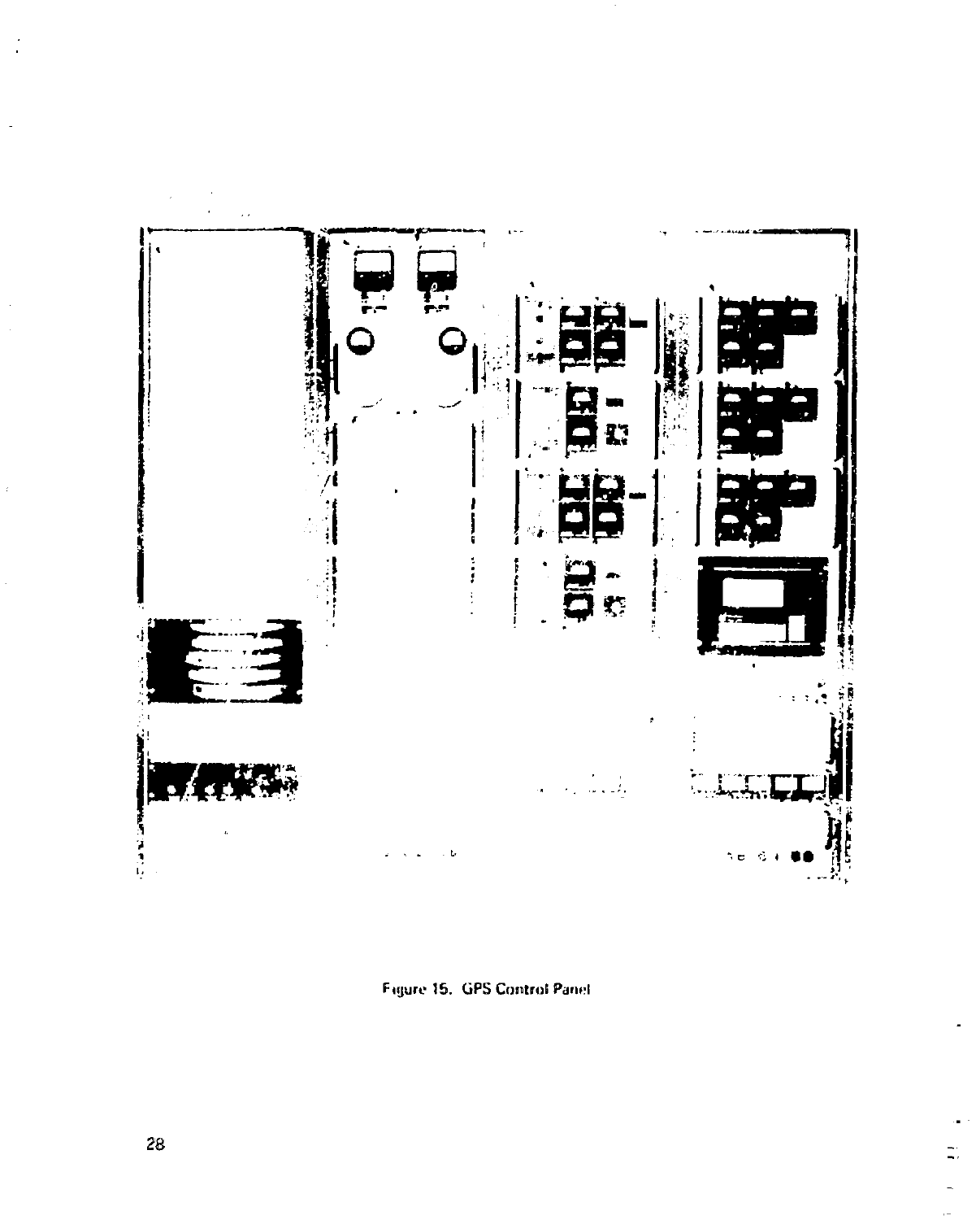Figure 15. GPS Control Panel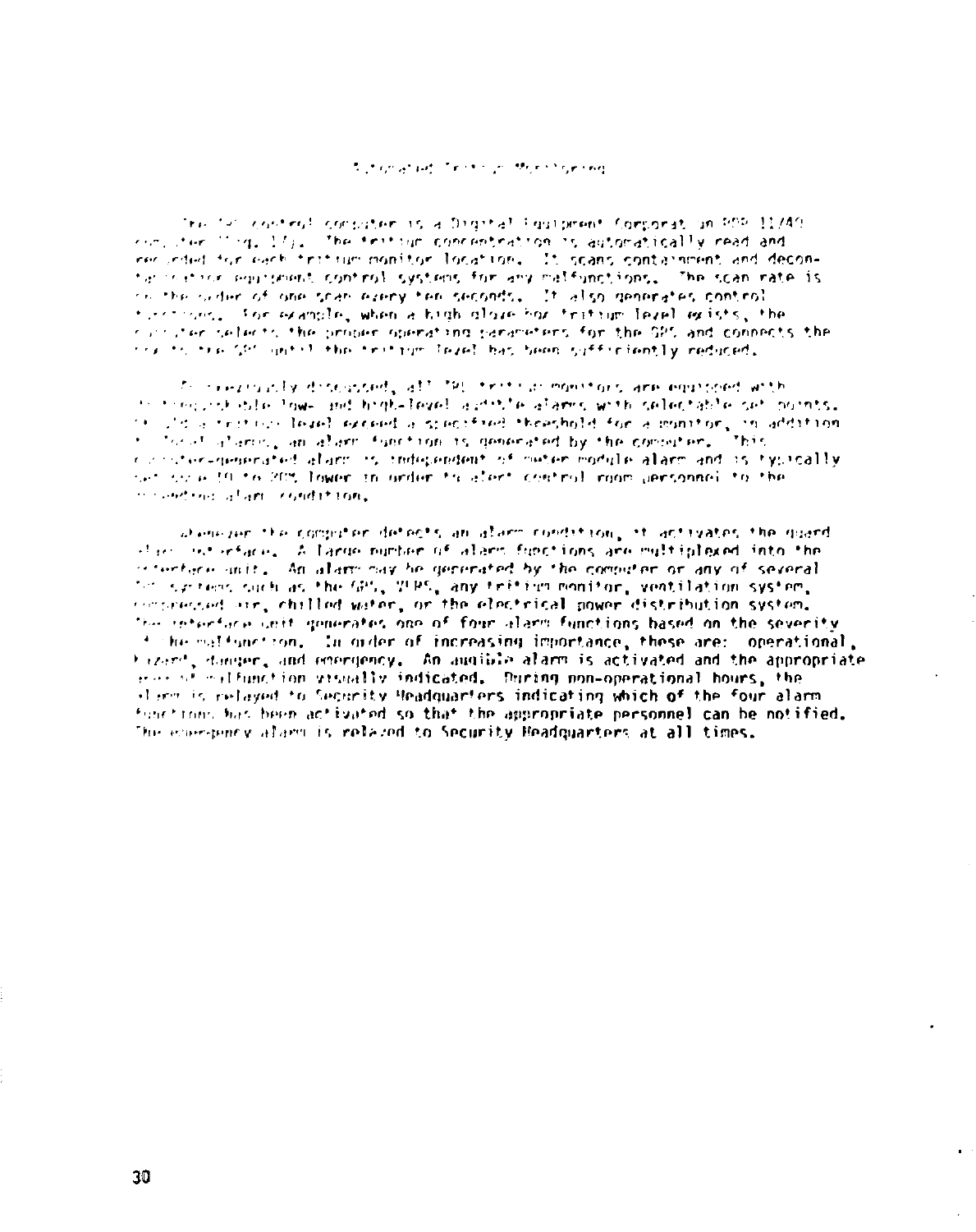Automated Tritium Monitoring

The TSTA control computer is a Digital Equipment Corporation PDP 11/40 computer (Fig. 17). The tritium concentration is automatically read and recorded for each tritium monitor location. It scans containment and decontamination equipment control systems for any malfunctions. The scan rate is on the order of one scan every ten seconds. It also generates control functions. For example, when a high glove box tritium level exists, the computer selects the proper operating parameters for the GPS and connects the box to the GPS until the tritium level has been sufficiently reduced.

As previously discussed, all TSTA tritium monitors are equipped with distinguishable low- and high-level audible alarms with selectable set points. Should a tritium level exceed a specified threshold for a monitor, in addition to local alarms, an alarm function is generated by the computer. This computer-generated alarm is independent of meter module alarm and is typically set some 10 to 20% lower in order to alert control room personnel to the impending alarm condition.

Whenever the computer detects an alarm condition, it activates the guard alarm interface. A large number of alarm functions are multiplexed into the interface unit. An alarm may be generated by the computer or any of several TSTA systems such as the GPS, ZERS, any tritium monitor, ventilation system, compressed air, chilled water, or the electrical power distribution system. The interface unit generates one of four alarm functions based on the severity of the malfunction. In order of increasing importance, these are: operational, hazard, danger, and emergency. An audible alarm is activated and the appropriate area of malfunction visually indicated. During non-operational hours, the alarm is relayed to Security Headquarters indicating which of the four alarm functions has been activated so that the appropriate personnel can be notified. The emergency alarm is relayed to Security Headquarters at all times.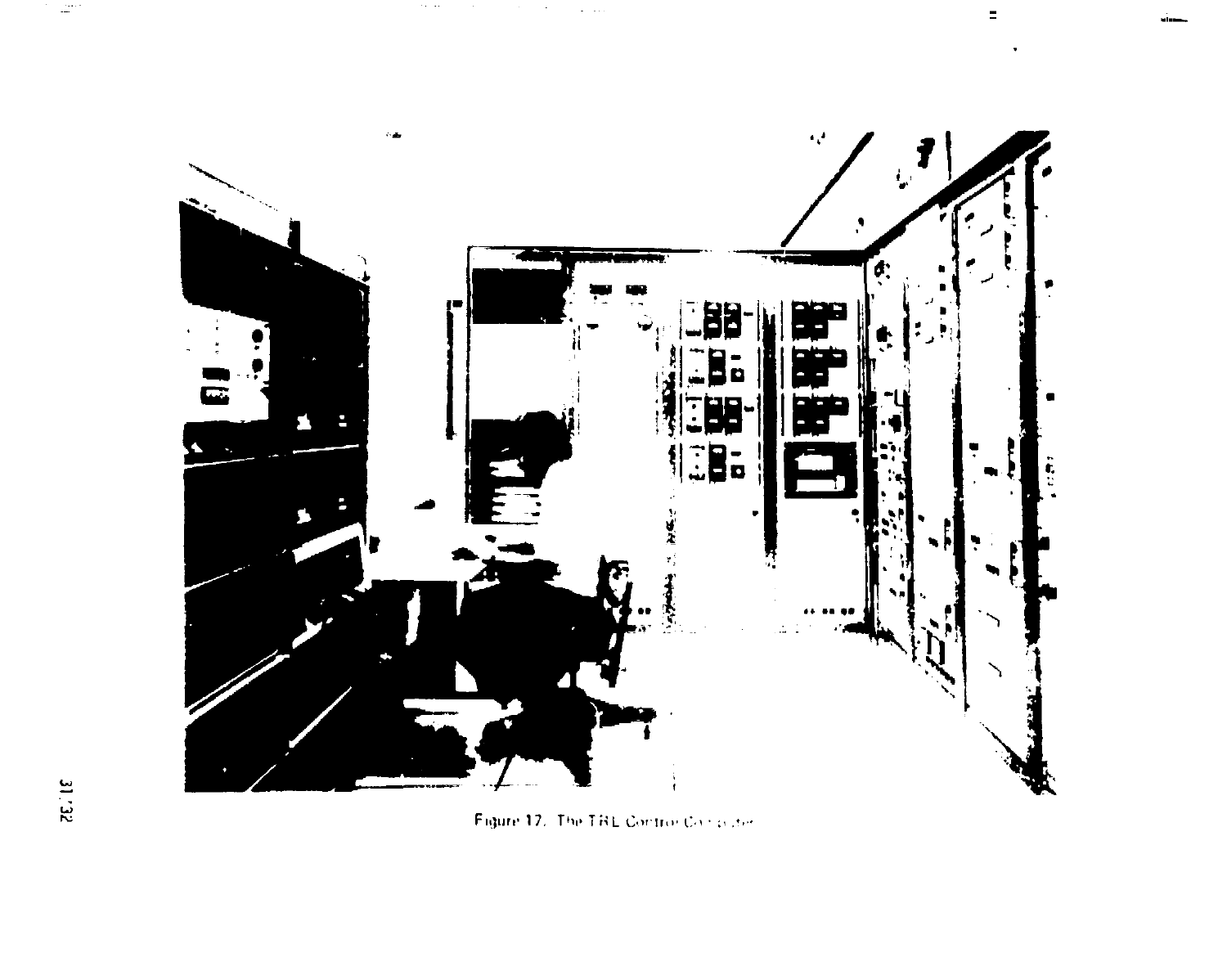Figure 17. The TRL Control Console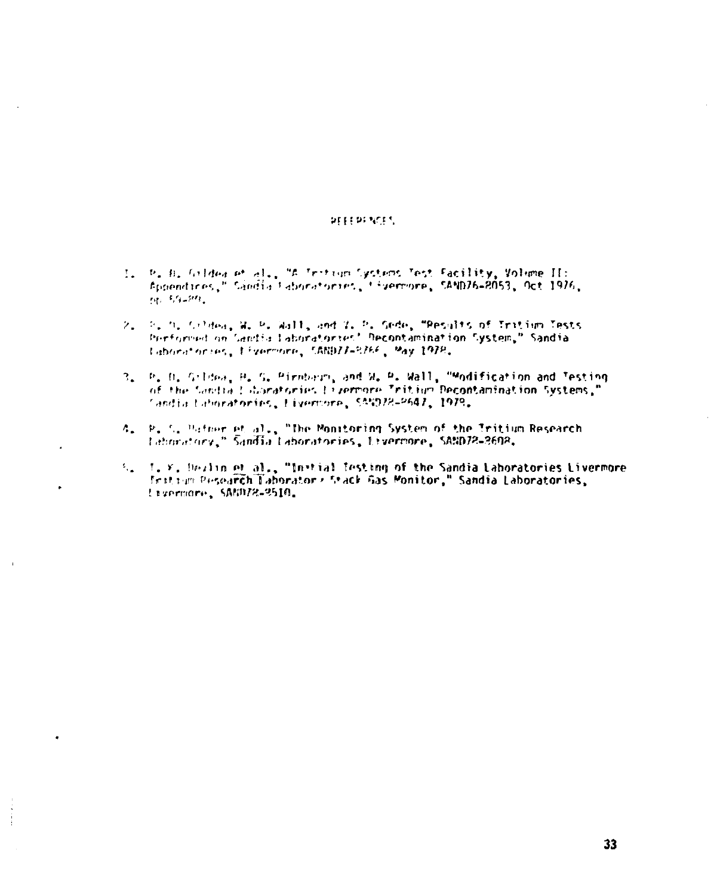# REFERENCES

1. R. H. Gildea et al., "A Tritium Systems Test Facility, Volume II: Appendices," Sandia Laboratories, Livermore, SAND76-8053, Oct 1976, pp. 59-80.

2. R. H. Gildea, W. R. Wall, and Z. R. Gede, "Results of Tritium Tests Performed on Sandia Laboratories' Decontamination System," Sandia Laboratories, Livermore, SAND77-8266, May 1978.

3. R. H. Gildea, R. S. Birnbaum, and W. R. Wall, "Modification and Testing of the Sandia Laboratories Livermore Tritium Decontamination Systems," Sandia Laboratories, Livermore, SAND78-8647, 1978.

4. R. S. Hafner et al., "The Monitoring System of the Tritium Research Laboratory," Sandia Laboratories, Livermore, SAND78-8608.

5. T. K. Devlin et al., "Initial Testing of the Sandia Laboratories Livermore Tritium Research Laboratory Stack Gas Monitor," Sandia Laboratories, Livermore, SAND78-8510.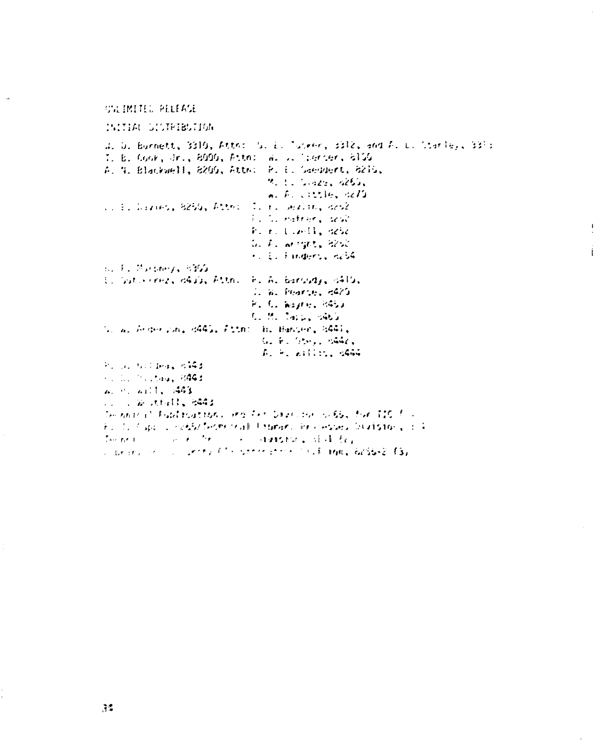UNLIMITED RELEASE

INITIAL DISTRIBUTION

J. D. Burnett, 3310, Attn: G. E. Turner, 3312, and A. L. Stanley, 331?
T. B. Cook, Jr., 8000, Attn: W. J. Spencer, 8100
A. N. Blackwell, 8200, Attn: R. E. Saeddert, 8215,
M. L. Grace, 8265,
W. A. Little, 8270
L. E. Davies, 8250, Attn: J. F. Jenkins, 8252
F. C. Mather, 8252
R. F. Lovell, 8252
G. A. Wright, 8252
R. E. Flanders, 8254
D. F. Mahoney, 8300
L. Gutierrez, 8400, Attn: R. A. Baroody, 8410,
J. W. Pearce, 8420
R. C. Wayne, 8450
C. M. Tapp, 8460
C. W. Anderson, 8440, Attn: B. Hansen, 8441,
G. R. Otey, 8442,
R. R. Willis, 8444
R. J. Holden, 8443
R. D. Tucker, 8443
W. H. Hall, 8443
J. J. Mitchell, 8443
Technical Publications and Art Division 8265, for TIC (...)
F. J. Cupps, 8265/Technical Library Processes Division, 3141
Technical ... Division, 3141 (...)
Library and Security Classification Division, 8266-2 (3)